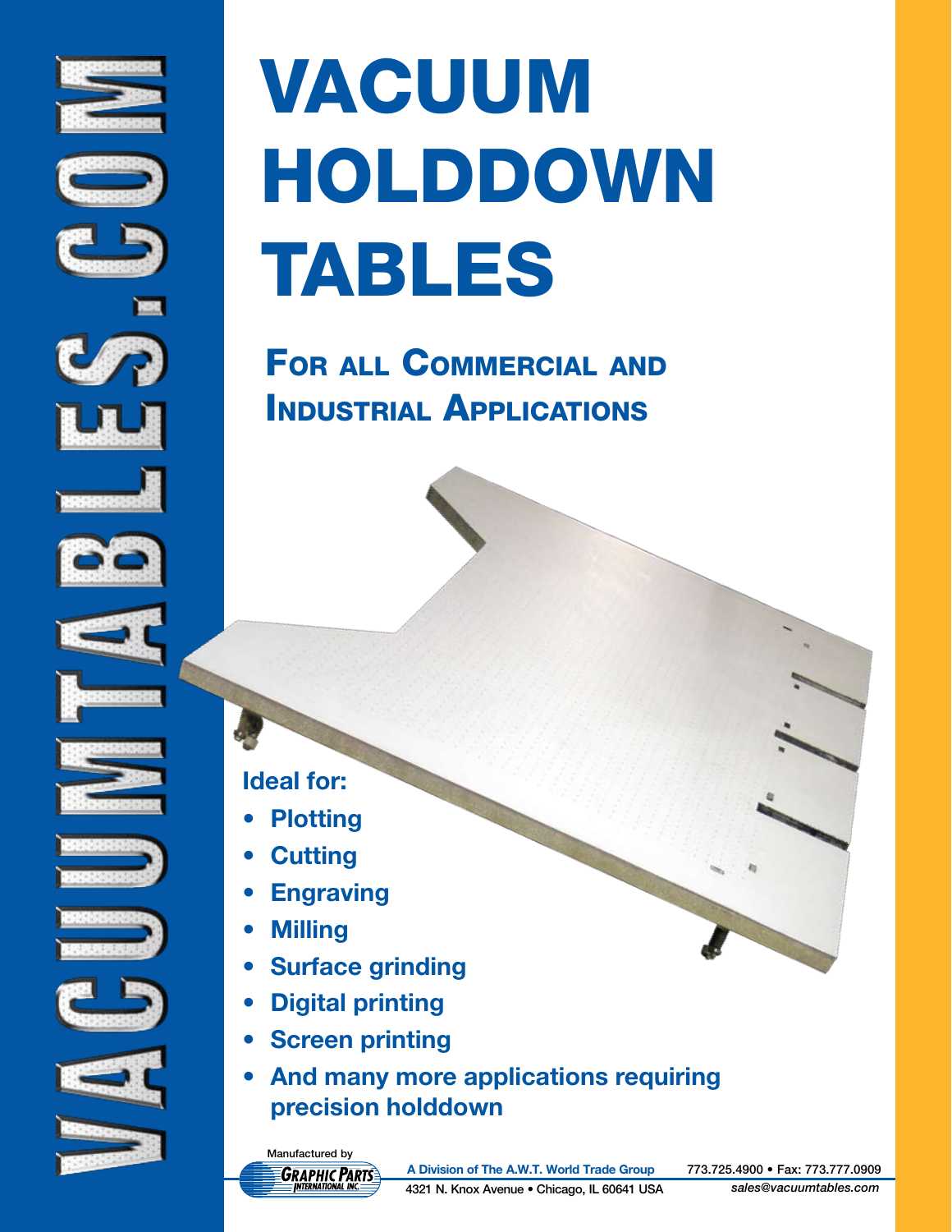VACUUMTABLES.COM

# VACUUM HOLDDOWN TABLES

## For all Commercial and Industrial Applications

**Ideal for:**

- **Plotting**
- **Cutting**
- **Engraving**
- **Milling**
- **Surface grinding**
- **Digital printing**
- **Screen printing**
- **And many more applications requiring precision holddown**

Manufactured by Graphic Parts International Inc.

A Division of The A.W.T. World Trade Group

4321 N. Knox Avenue • Chicago, IL 60641 USA

773.725.4900 • Fax: 773.777.0909

sales@vacuumtables.com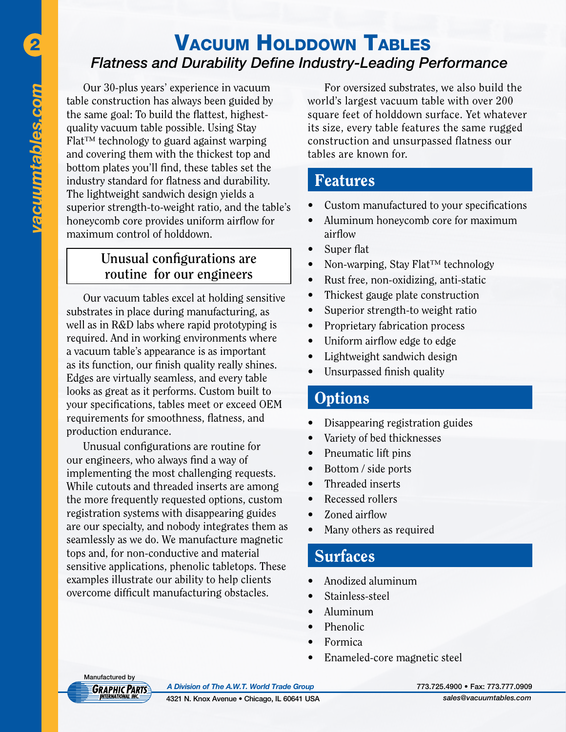# Vacuum Holddown Tables

*Flatness and Durability Define Industry-Leading Performance*

Our 30-plus years' experience in vacuum table construction has always been guided by the same goal: To build the flattest, highest-quality vacuum table possible. Using Stay Flat™ technology to guard against warping and covering them with the thickest top and bottom plates you'll find, these tables set the industry standard for flatness and durability. The lightweight sandwich design yields a superior strength-to-weight ratio, and the table's honeycomb core provides uniform airflow for maximum control of holddown.

**Unusual configurations are routine for our engineers**

Our vacuum tables excel at holding sensitive substrates in place during manufacturing, as well as in R&D labs where rapid prototyping is required. And in working environments where a vacuum table's appearance is as important as its function, our finish quality really shines. Edges are virtually seamless, and every table looks as great as it performs. Custom built to your specifications, tables meet or exceed OEM requirements for smoothness, flatness, and production endurance.

Unusual configurations are routine for our engineers, who always find a way of implementing the most challenging requests. While cutouts and threaded inserts are among the more frequently requested options, custom registration systems with disappearing guides are our specialty, and nobody integrates them as seamlessly as we do. We manufacture magnetic tops and, for non-conductive and material sensitive applications, phenolic tabletops. These examples illustrate our ability to help clients overcome difficult manufacturing obstacles.

For oversized substrates, we also build the world's largest vacuum table with over 200 square feet of holddown surface. Yet whatever its size, every table features the same rugged construction and unsurpassed flatness our tables are known for.

## Features

- Custom manufactured to your specifications
- Aluminum honeycomb core for maximum airflow
- Super flat
- Non-warping, Stay Flat™ technology
- Rust free, non-oxidizing, anti-static
- Thickest gauge plate construction
- Superior strength-to weight ratio
- Proprietary fabrication process
- Uniform airflow edge to edge
- Lightweight sandwich design
- Unsurpassed finish quality

## Options

- Disappearing registration guides
- Variety of bed thicknesses
- Pneumatic lift pins
- Bottom / side ports
- Threaded inserts
- Recessed rollers
- Zoned airflow
- Many others as required

## Surfaces

- Anodized aluminum
- Stainless-steel
- Aluminum
- Phenolic
- Formica
- Enameled-core magnetic steel

Manufactured by Graphic Parts International Inc.

*A Division of The A.W.T. World Trade Group*

4321 N. Knox Avenue • Chicago, IL 60641 USA

773.725.4900 • Fax: 773.777.0909

*sales@vacuumtables.com*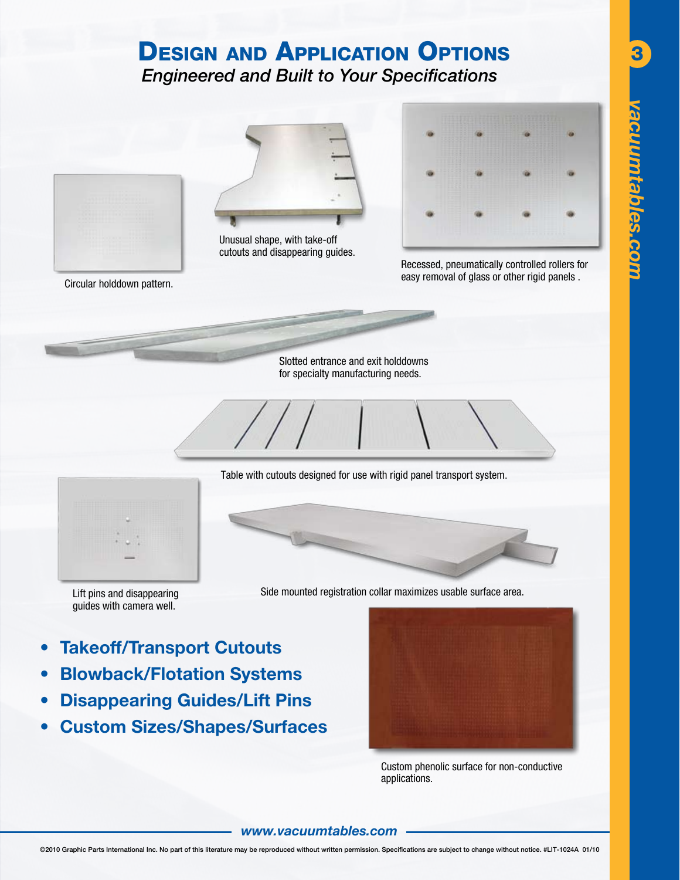# Design and Application Options

*Engineered and Built to Your Specifications*

Circular holddown pattern.

Unusual shape, with take-off cutouts and disappearing guides.

Recessed, pneumatically controlled rollers for easy removal of glass or other rigid panels .

Slotted entrance and exit holddowns for specialty manufacturing needs.

Table with cutouts designed for use with rigid panel transport system.

Lift pins and disappearing guides with camera well.

Side mounted registration collar maximizes usable surface area.

- **Takeoff/Transport Cutouts**
- **Blowback/Flotation Systems**
- **Disappearing Guides/Lift Pins**
- **Custom Sizes/Shapes/Surfaces**

Custom phenolic surface for non-conductive applications.

***www.vacuumtables.com***

©2010 Graphic Parts International Inc. No part of this literature may be reproduced without written permission. Specifications are subject to change without notice. #LIT-1024A 01/10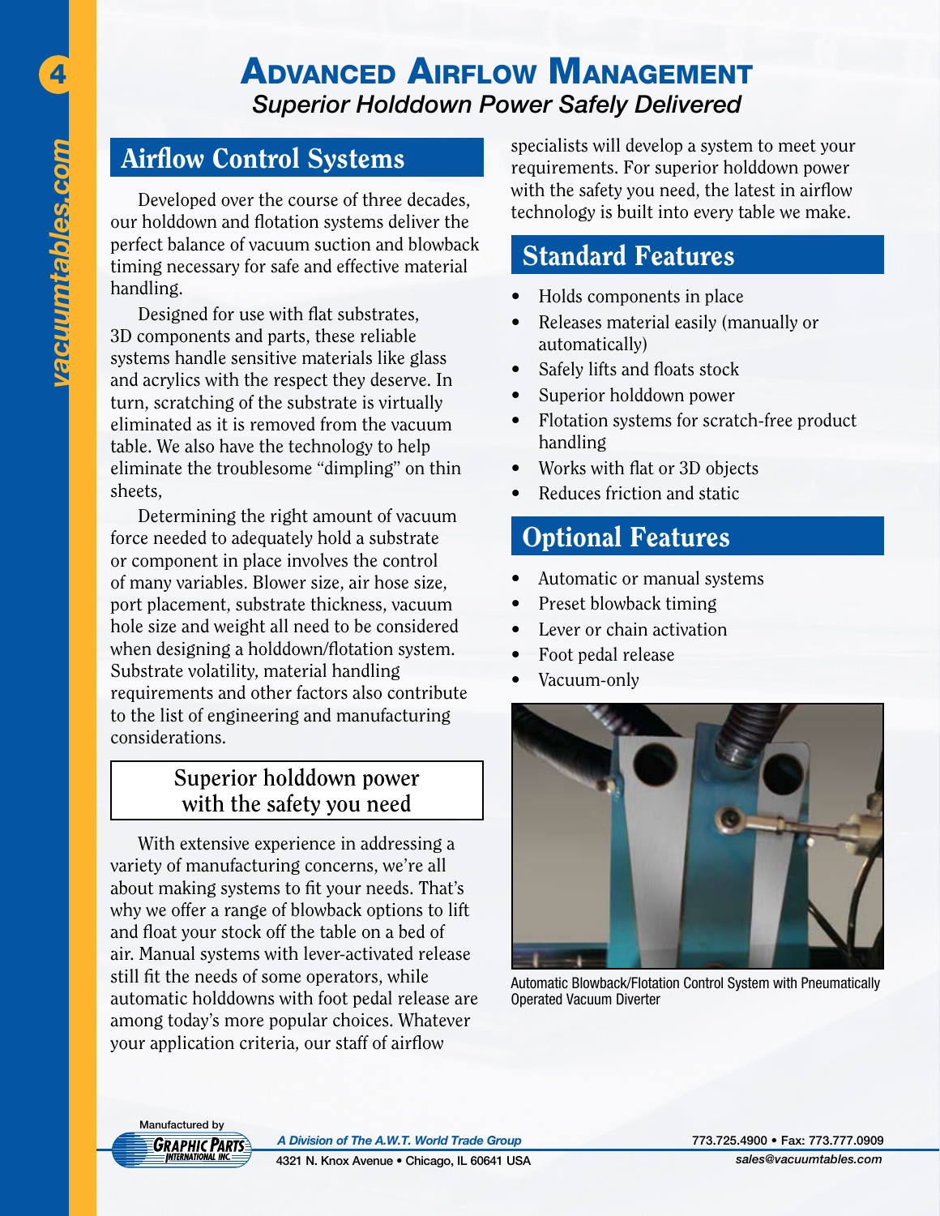# Advanced Airflow Management

*Superior Holddown Power Safely Delivered*

## Airflow Control Systems

Developed over the course of three decades, our holddown and flotation systems deliver the perfect balance of vacuum suction and blowback timing necessary for safe and effective material handling.

Designed for use with flat substrates, 3D components and parts, these reliable systems handle sensitive materials like glass and acrylics with the respect they deserve. In turn, scratching of the substrate is virtually eliminated as it is removed from the vacuum table. We also have the technology to help eliminate the troublesome "dimpling" on thin sheets,

Determining the right amount of vacuum force needed to adequately hold a substrate or component in place involves the control of many variables. Blower size, air hose size, port placement, substrate thickness, vacuum hole size and weight all need to be considered when designing a holddown/flotation system. Substrate volatility, material handling requirements and other factors also contribute to the list of engineering and manufacturing considerations.

**Superior holddown power with the safety you need**

With extensive experience in addressing a variety of manufacturing concerns, we're all about making systems to fit your needs. That's why we offer a range of blowback options to lift and float your stock off the table on a bed of air. Manual systems with lever-activated release still fit the needs of some operators, while automatic holddowns with foot pedal release are among today's more popular choices. Whatever your application criteria, our staff of airflow specialists will develop a system to meet your requirements. For superior holddown power with the safety you need, the latest in airflow technology is built into every table we make.

## Standard Features

- Holds components in place
- Releases material easily (manually or automatically)
- Safely lifts and floats stock
- Superior holddown power
- Flotation systems for scratch-free product handling
- Works with flat or 3D objects
- Reduces friction and static

## Optional Features

- Automatic or manual systems
- Preset blowback timing
- Lever or chain activation
- Foot pedal release
- Vacuum-only

Automatic Blowback/Flotation Control System with Pneumatically Operated Vacuum Diverter

Manufactured by Graphic Parts International Inc.

*A Division of The A.W.T. World Trade Group*

4321 N. Knox Avenue • Chicago, IL 60641 USA

773.725.4900 • Fax: 773.777.0909

*sales@vacuumtables.com*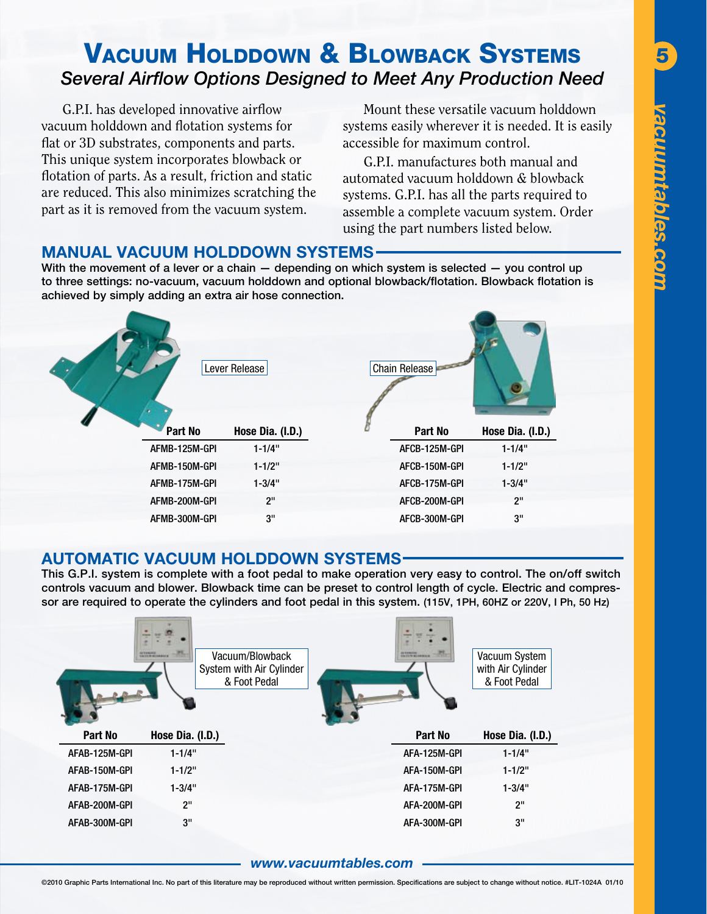# Vacuum Holddown & Blowback Systems

*Several Airflow Options Designed to Meet Any Production Need*

G.P.I. has developed innovative airflow vacuum holddown and flotation systems for flat or 3D substrates, components and parts. This unique system incorporates blowback or flotation of parts. As a result, friction and static are reduced. This also minimizes scratching the part as it is removed from the vacuum system.

Mount these versatile vacuum holddown systems easily wherever it is needed. It is easily accessible for maximum control.

G.P.I. manufactures both manual and automated vacuum holddown & blowback systems. G.P.I. has all the parts required to assemble a complete vacuum system. Order using the part numbers listed below.

## MANUAL VACUUM HOLDDOWN SYSTEMS

**With the movement of a lever or a chain — depending on which system is selected — you control up to three settings: no-vacuum, vacuum holddown and optional blowback/flotation. Blowback flotation is achieved by simply adding an extra air hose connection.**

Lever Release

| Part No | Hose Dia. (I.D.) |
|---|---|
| AFMB-125M-GPI | 1-1/4" |
| AFMB-150M-GPI | 1-1/2" |
| AFMB-175M-GPI | 1-3/4" |
| AFMB-200M-GPI | 2" |
| AFMB-300M-GPI | 3" |

Chain Release

| Part No | Hose Dia. (I.D.) |
|---|---|
| AFCB-125M-GPI | 1-1/4" |
| AFCB-150M-GPI | 1-1/2" |
| AFCB-175M-GPI | 1-3/4" |
| AFCB-200M-GPI | 2" |
| AFCB-300M-GPI | 3" |

## AUTOMATIC VACUUM HOLDDOWN SYSTEMS

**This G.P.I. system is complete with a foot pedal to make operation very easy to control. The on/off switch controls vacuum and blower. Blowback time can be preset to control length of cycle. Electric and compressor are required to operate the cylinders and foot pedal in this system. (115V, 1PH, 60HZ or 220V, I Ph, 50 Hz)**

Vacuum/Blowback System with Air Cylinder & Foot Pedal

| Part No | Hose Dia. (I.D.) |
|---|---|
| AFAB-125M-GPI | 1-1/4" |
| AFAB-150M-GPI | 1-1/2" |
| AFAB-175M-GPI | 1-3/4" |
| AFAB-200M-GPI | 2" |
| AFAB-300M-GPI | 3" |

Vacuum System with Air Cylinder & Foot Pedal

| Part No | Hose Dia. (I.D.) |
|---|---|
| AFA-125M-GPI | 1-1/4" |
| AFA-150M-GPI | 1-1/2" |
| AFA-175M-GPI | 1-3/4" |
| AFA-200M-GPI | 2" |
| AFA-300M-GPI | 3" |

©2010 Graphic Parts International Inc. No part of this literature may be reproduced without written permission. Specifications are subject to change without notice. #LIT-1024A 01/10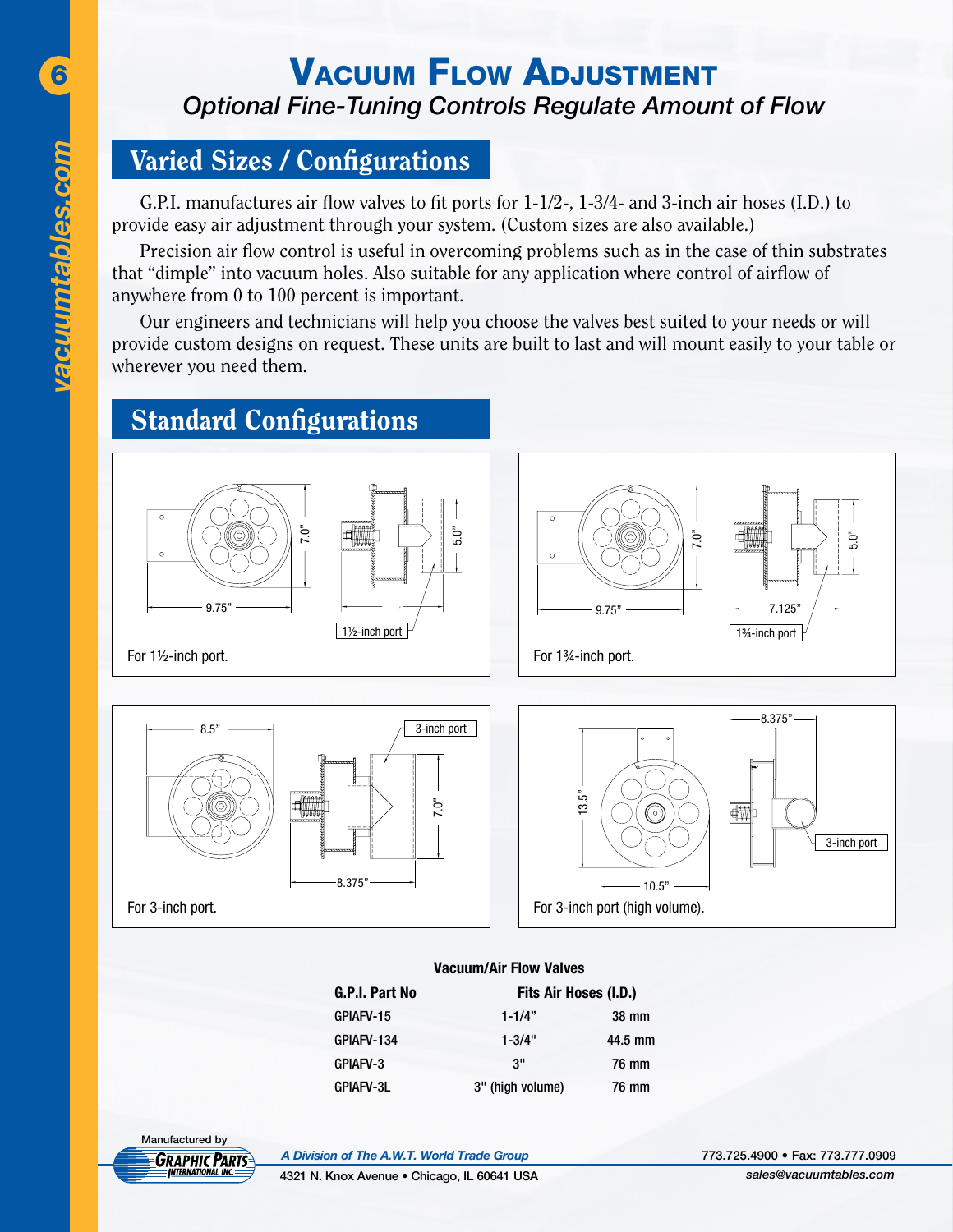# Vacuum Flow Adjustment

*Optional Fine-Tuning Controls Regulate Amount of Flow*

## Varied Sizes / Configurations

G.P.I. manufactures air flow valves to fit ports for 1-1/2-, 1-3/4- and 3-inch air hoses (I.D.) to provide easy air adjustment through your system. (Custom sizes are also available.)

Precision air flow control is useful in overcoming problems such as in the case of thin substrates that "dimple" into vacuum holes. Also suitable for any application where control of airflow of anywhere from 0 to 100 percent is important.

Our engineers and technicians will help you choose the valves best suited to your needs or will provide custom designs on request. These units are built to last and will mount easily to your table or wherever you need them.

## Standard Configurations

9.75" 7.0" 5.0" 1½-inch port

For 1½-inch port.

9.75" 7.0" 5.0" 7.125" 1¾-inch port

For 1¾-inch port.

8.5" 3-inch port 7.0" 8.375"

For 3-inch port.

8.375" 13.5" 10.5" 3-inch port

For 3-inch port (high volume).

**Vacuum/Air Flow Valves**

| G.P.I. Part No | Fits Air Hoses (I.D.) | |
|---|---|---|
| GPIAFV-15 | 1-1/4" | 38 mm |
| GPIAFV-134 | 1-3/4" | 44.5 mm |
| GPIAFV-3 | 3" | 76 mm |
| GPIAFV-3L | 3" (high volume) | 76 mm |

Manufactured by Graphic Parts International Inc.

*A Division of The A.W.T. World Trade Group*

4321 N. Knox Avenue • Chicago, IL 60641 USA

773.725.4900 • Fax: 773.777.0909

*sales@vacuumtables.com*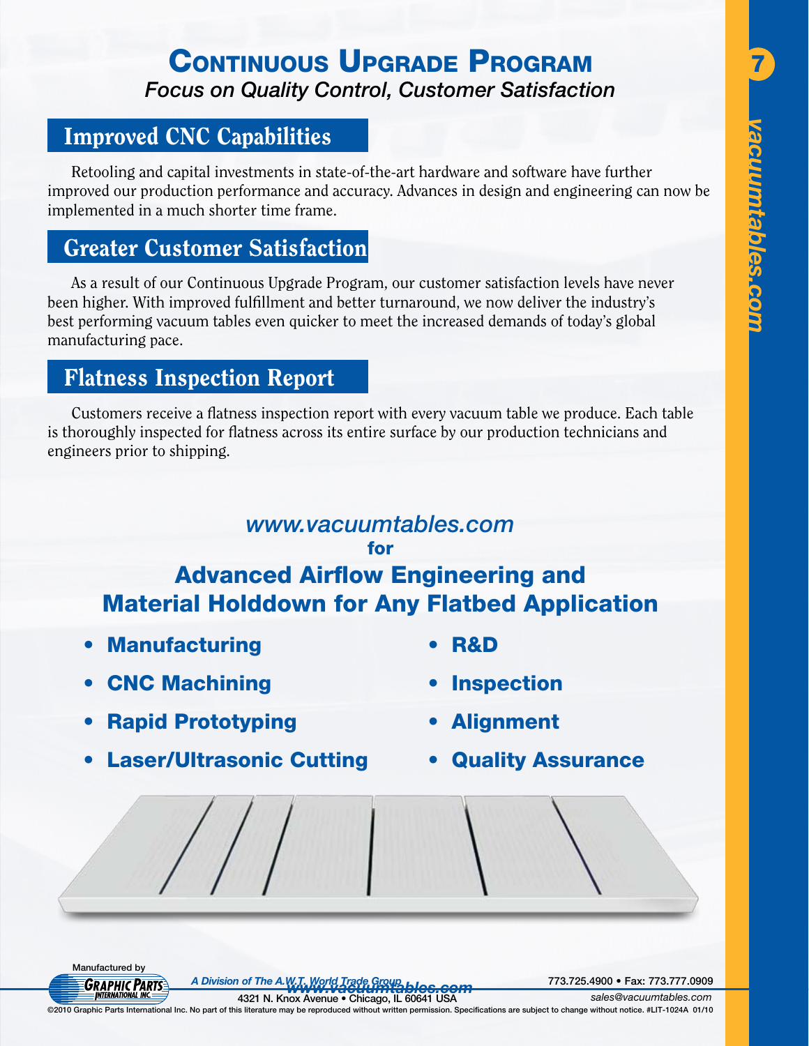# Continuous Upgrade Program

*Focus on Quality Control, Customer Satisfaction*

## Improved CNC Capabilities

Retooling and capital investments in state-of-the-art hardware and software have further improved our production performance and accuracy. Advances in design and engineering can now be implemented in a much shorter time frame.

## Greater Customer Satisfaction

As a result of our Continuous Upgrade Program, our customer satisfaction levels have never been higher. With improved fulfillment and better turnaround, we now deliver the industry's best performing vacuum tables even quicker to meet the increased demands of today's global manufacturing pace.

## Flatness Inspection Report

Customers receive a flatness inspection report with every vacuum table we produce. Each table is thoroughly inspected for flatness across its entire surface by our production technicians and engineers prior to shipping.

*www.vacuumtables.com*

**for**

## Advanced Airflow Engineering and Material Holddown for Any Flatbed Application

- **Manufacturing**
- **CNC Machining**
- **Rapid Prototyping**
- **Laser/Ultrasonic Cutting**
- **R&D**
- **Inspection**
- **Alignment**
- **Quality Assurance**

Manufactured by Graphic Parts International Inc.

*A Division of The A.W.T. World Trade Group*

*www.vacuumtables.com*

4321 N. Knox Avenue • Chicago, IL 60641 USA

773.725.4900 • Fax: 773.777.0909

*sales@vacuumtables.com*

©2010 Graphic Parts International Inc. No part of this literature may be reproduced without written permission. Specifications are subject to change without notice. #LIT-1024A 01/10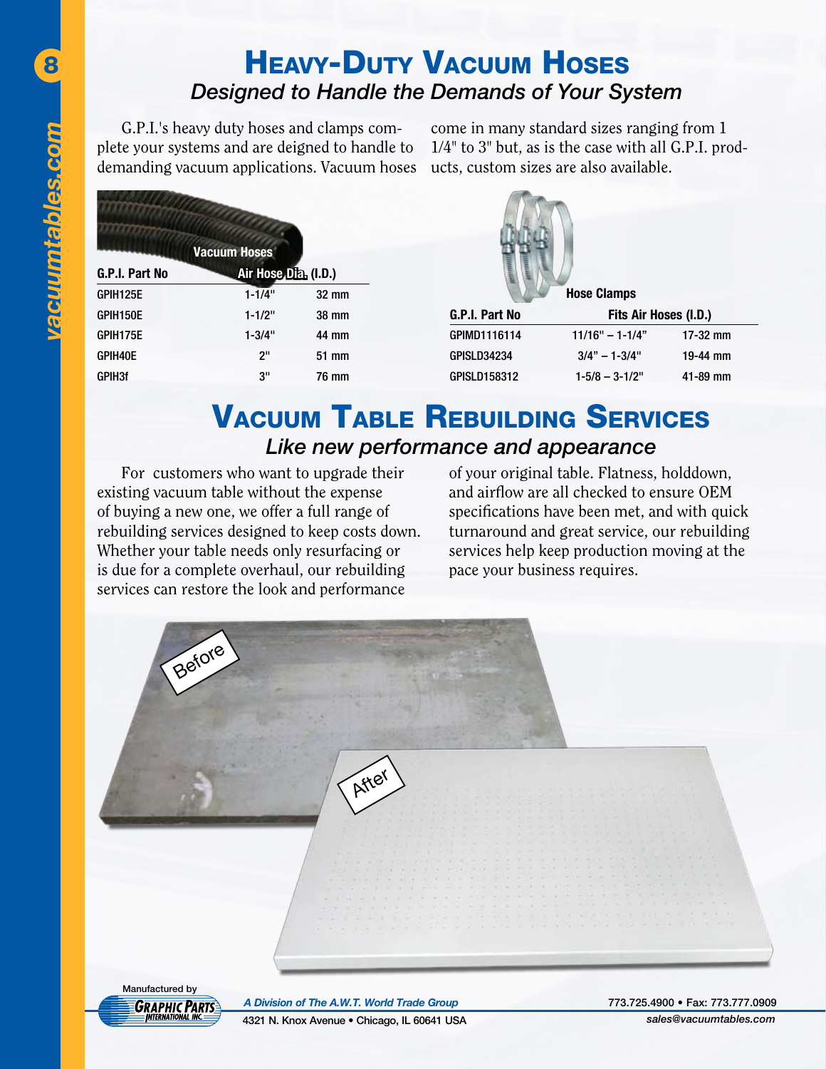# Heavy-Duty Vacuum Hoses

*Designed to Handle the Demands of Your System*

G.P.I.'s heavy duty hoses and clamps complete your systems and are deigned to handle to demanding vacuum applications. Vacuum hoses come in many standard sizes ranging from 1 1/4" to 3" but, as is the case with all G.P.I. products, custom sizes are also available.

**Vacuum Hoses**

| G.P.I. Part No | Air Hose Dia. (I.D.) | |
|---|---|---|
| GPIH125E | 1-1/4" | 32 mm |
| GPIH150E | 1-1/2" | 38 mm |
| GPIH175E | 1-3/4" | 44 mm |
| GPIH40E | 2" | 51 mm |
| GPIH3f | 3" | 76 mm |

**Hose Clamps**

| G.P.I. Part No | Fits Air Hoses (I.D.) | |
|---|---|---|
| GPIMD1116114 | 11/16" – 1-1/4" | 17-32 mm |
| GPISLD34234 | 3/4" – 1-3/4" | 19-44 mm |
| GPISLD158312 | 1-5/8 – 3-1/2" | 41-89 mm |

# Vacuum Table Rebuilding Services

*Like new performance and appearance*

For customers who want to upgrade their existing vacuum table without the expense of buying a new one, we offer a full range of rebuilding services designed to keep costs down. Whether your table needs only resurfacing or is due for a complete overhaul, our rebuilding services can restore the look and performance of your original table. Flatness, holddown, and airflow are all checked to ensure OEM specifications have been met, and with quick turnaround and great service, our rebuilding services help keep production moving at the pace your business requires.

Before

After

Manufactured by Graphic Parts International Inc.

*A Division of The A.W.T. World Trade Group*

4321 N. Knox Avenue • Chicago, IL 60641 USA

773.725.4900 • Fax: 773.777.0909

*sales@vacuumtables.com*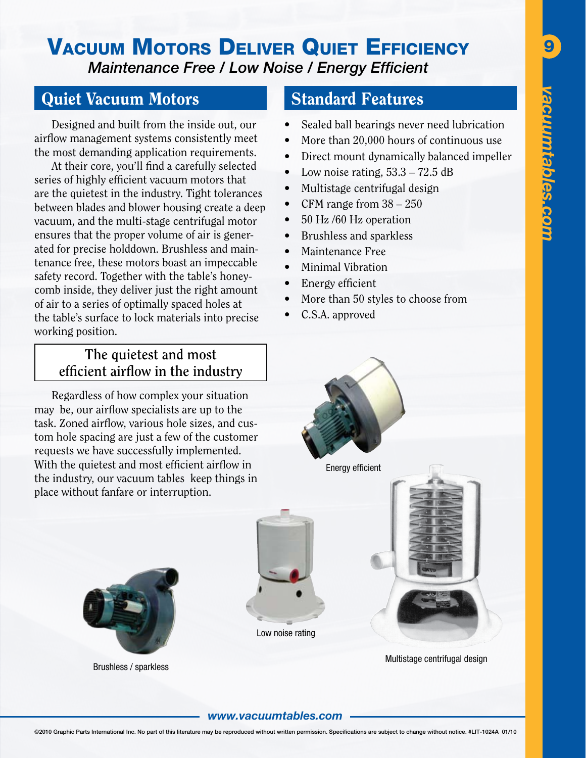# Vacuum Motors Deliver Quiet Efficiency

*Maintenance Free / Low Noise / Energy Efficient*

## Quiet Vacuum Motors

Designed and built from the inside out, our airflow management systems consistently meet the most demanding application requirements.

At their core, you'll find a carefully selected series of highly efficient vacuum motors that are the quietest in the industry. Tight tolerances between blades and blower housing create a deep vacuum, and the multi-stage centrifugal motor ensures that the proper volume of air is generated for precise holddown. Brushless and maintenance free, these motors boast an impeccable safety record. Together with the table's honeycomb inside, they deliver just the right amount of air to a series of optimally spaced holes at the table's surface to lock materials into precise working position.

### The quietest and most efficient airflow in the industry

Regardless of how complex your situation may be, our airflow specialists are up to the task. Zoned airflow, various hole sizes, and custom hole spacing are just a few of the customer requests we have successfully implemented. With the quietest and most efficient airflow in the industry, our vacuum tables keep things in place without fanfare or interruption.

## Standard Features

- Sealed ball bearings never need lubrication
- More than 20,000 hours of continuous use
- Direct mount dynamically balanced impeller
- Low noise rating, 53.3 – 72.5 dB
- Multistage centrifugal design
- CFM range from 38 – 250
- 50 Hz /60 Hz operation
- Brushless and sparkless
- Maintenance Free
- Minimal Vibration
- Energy efficient
- More than 50 styles to choose from
- C.S.A. approved

Energy efficient

Brushless / sparkless

Low noise rating

Multistage centrifugal design

*www.vacuumtables.com*

©2010 Graphic Parts International Inc. No part of this literature may be reproduced without written permission. Specifications are subject to change without notice. #LIT-1024A 01/10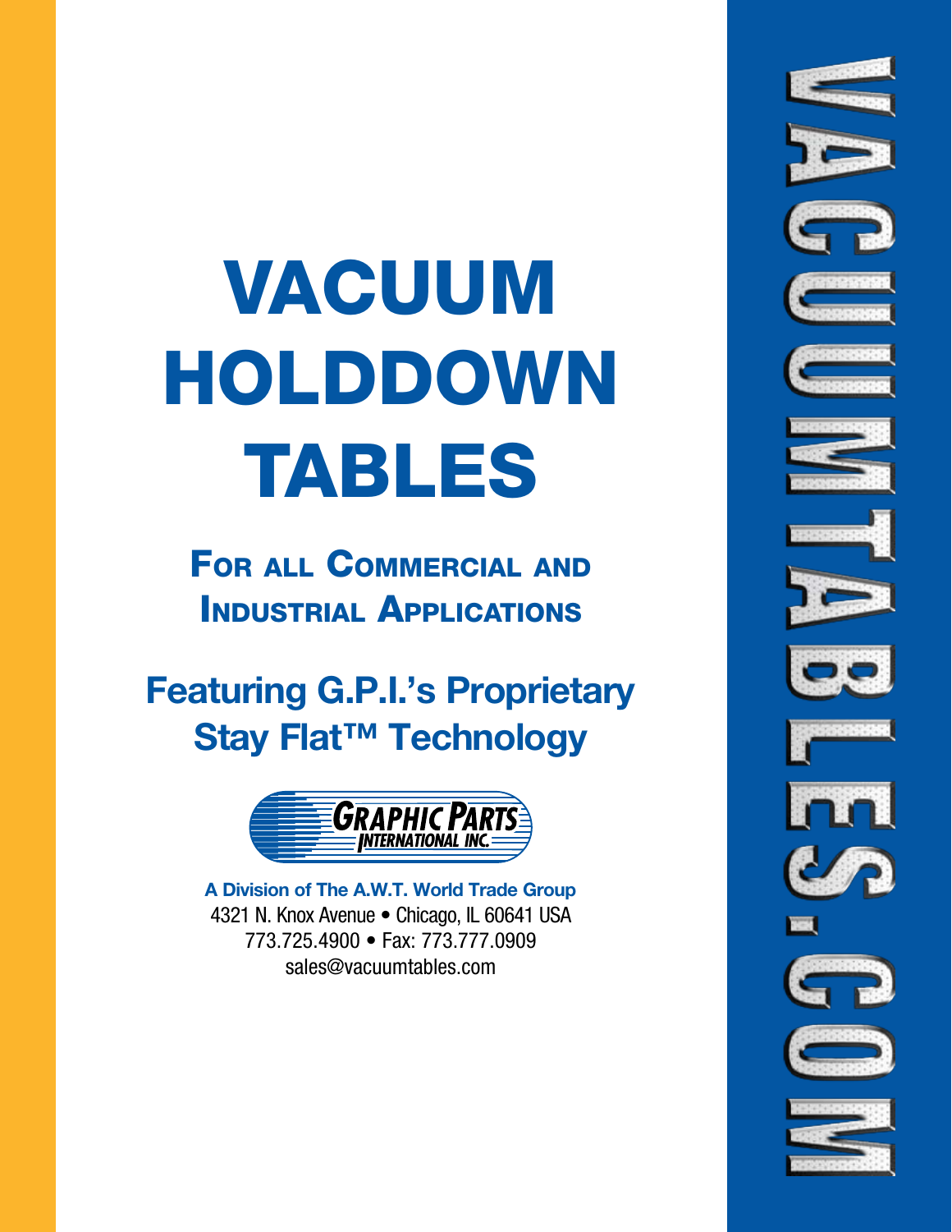# VACUUM HOLDDOWN TABLES

## For all Commercial and Industrial Applications

## Featuring G.P.I.'s Proprietary Stay Flat™ Technology

GRAPHIC PARTS INTERNATIONAL INC.

**A Division of The A.W.T. World Trade Group**

4321 N. Knox Avenue • Chicago, IL 60641 USA

773.725.4900 • Fax: 773.777.0909

sales@vacuumtables.com

VACUUMTABLES.COM